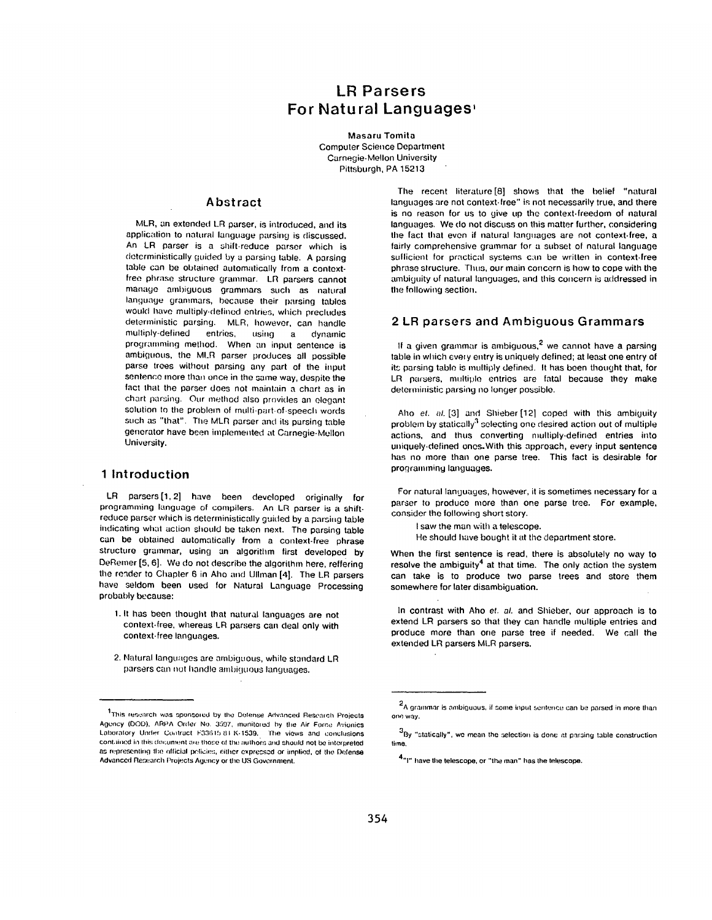# LR Parsers For Natural Languages[1]

**Masaru Tomita**
Computer Science Department
Carnegie-Mellon University
Pittsburgh, PA 15213

## Abstract

MLR, an extended LR parser, is introduced, and its application to natural language parsing is discussed. An LR parser is a shift-reduce parser which is deterministically guided by a parsing table. A parsing table can be obtained automatically from a context-free phrase structure grammar. LR parsers cannot manage ambiguous grammars such as natural language grammars, because their parsing tables would have multiply-defined entries, which precludes deterministic parsing. MLR, however, can handle multiply-defined entries, using a dynamic programming method. When an input sentence is ambiguous, the MLR parser produces all possible parse trees without parsing any part of the input sentence more than once in the same way, despite the fact that the parser does not maintain a chart as in chart parsing. Our method also provides an elegant solution to the problem of multi-part-of-speech words such as "that". The MLR parser and its parsing table generator have been implemented at Carnegie-Mellon University.

## 1 Introduction

LR parsers [1, 2] have been developed originally for programming language of compilers. An LR parser is a shift-reduce parser which is deterministically guided by a parsing table indicating what action should be taken next. The parsing table can be obtained automatically from a context-free phrase structure grammar, using an algorithm first developed by DeRemer [5, 6]. We do not describe the algorithm here, reffering the reader to Chapter 6 in Aho and Ullman [4]. The LR parsers have seldom been used for Natural Language Processing probably because:

1. It has been thought that natural languages are not context-free, whereas LR parsers can deal only with context-free languages.
2. Natural languages are ambiguous, while standard LR parsers can not handle ambiguous languages.

The recent literature [8] shows that the belief "natural languages are not context-free" is not necessarily true, and there is no reason for us to give up the context-freedom of natural languages. We do not discuss on this matter further, considering the fact that even if natural languages are not context-free, a fairly comprehensive grammar for a subset of natural language sufficient for practical systems can be written in context-free phrase structure. Thus, our main concern is how to cope with the ambiguity of natural languages, and this concern is addressed in the following section.

## 2 LR parsers and Ambiguous Grammars

If a given grammar is ambiguous,[2] we cannot have a parsing table in which every entry is uniquely defined; at least one entry of its parsing table is multiply defined. It has been thought that, for LR parsers, multiple entries are fatal because they make deterministic parsing no longer possible.

Aho *et. al.* [3] and Shieber [12] coped with this ambiguity problem by statically[3] selecting one desired action out of multiple actions, and thus converting multiply-defined entries into uniquely-defined ones. With this approach, every input sentence has no more than one parse tree. This fact is desirable for programming languages.

For natural languages, however, it is sometimes necessary for a parser to produce more than one parse tree. For example, consider the following short story.

> I saw the man with a telescope.
> He should have bought it at the department store.

When the first sentence is read, there is absolutely no way to resolve the ambiguity[4] at that time. The only action the system can take is to produce two parse trees and store them somewhere for later disambiguation.

In contrast with Aho *et. al.* and Shieber, our approach is to extend LR parsers so that they can handle multiple entries and produce more than one parse tree if needed. We call the extended LR parsers MLR parsers.

---

[1] This research was sponsored by the Defense Advanced Research Projects Agency (DOD), ARPA Order No. 3597, monitored by the Air Force Avionics Laboratory Under Contract F33615-81-K-1539. The views and conclusions contained in this document are those of the authors and should not be interpreted as representing the official policies, either expressed or implied, of the Defense Advanced Research Projects Agency or the US Government.

[2] A grammar is ambiguous, if some input sentence can be parsed in more than one way.

[3] By "statically", we mean the selection is done at parsing table construction time.

[4] "I" have the telescope, or "the man" has the telescope.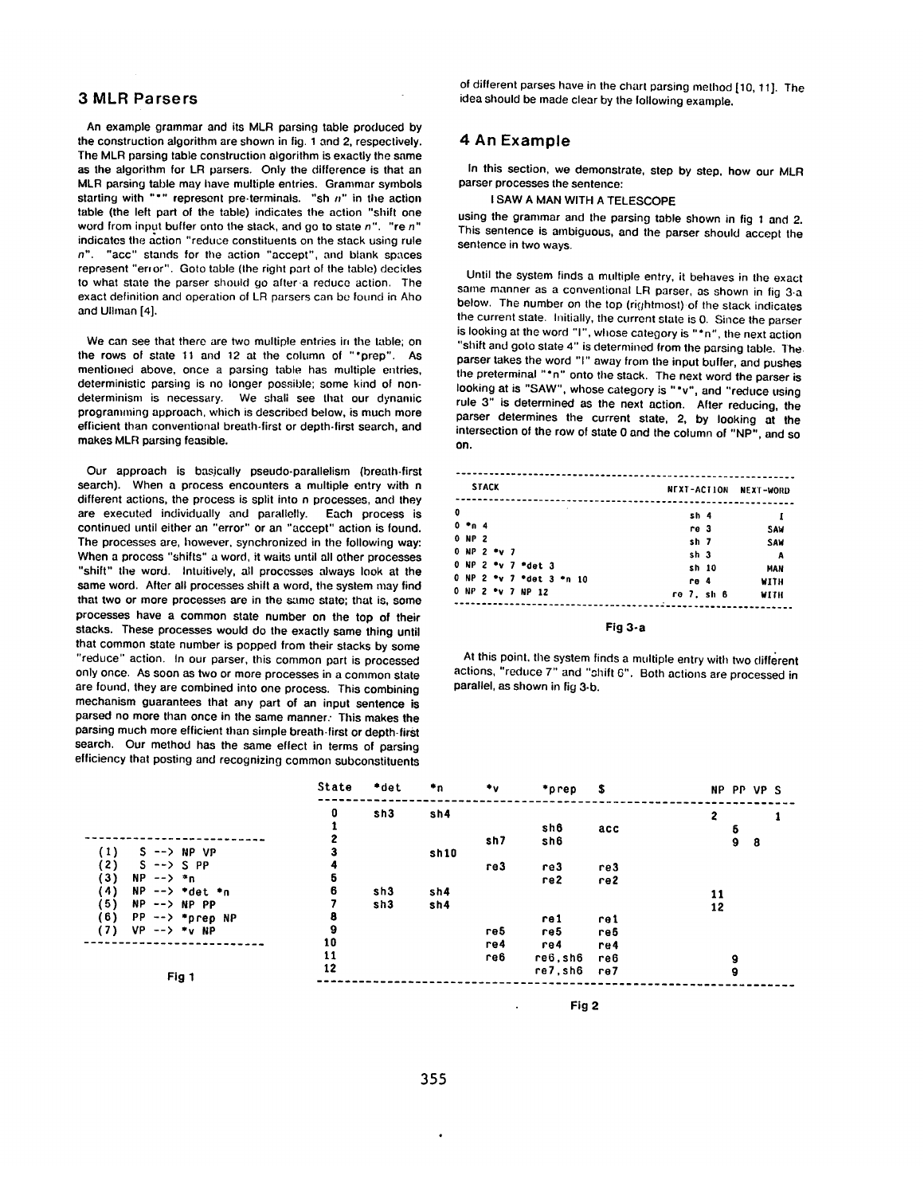## 3 MLR Parsers

An example grammar and its MLR parsing table produced by the construction algorithm are shown in fig. 1 and 2, respectively. The MLR parsing table construction algorithm is exactly the same as the algorithm for LR parsers. Only the difference is that an MLR parsing table may have multiple entries. Grammar symbols starting with "*" represent pre-terminals. "sh n" in the action table (the left part of the table) indicates the action "shift one word from input buffer onto the stack, and go to state n". "re n" indicates the action "reduce constituents on the stack using rule n". "acc" stands for the action "accept", and blank spaces represent "error". Goto table (the right part of the table) decides to what state the parser should go after a reduce action. The exact definition and operation of LR parsers can be found in Aho and Ullman [4].

We can see that there are two multiple entries in the table; on the rows of state 11 and 12 at the column of "*prep". As mentioned above, once a parsing table has multiple entries, deterministic parsing is no longer possible; some kind of non-determinism is necessary. We shall see that our dynamic programming approach, which is described below, is much more efficient than conventional breath-first or depth-first search, and makes MLR parsing feasible.

Our approach is basically pseudo-parallelism (breath-first search). When a process encounters a multiple entry with n different actions, the process is split into n processes, and they are executed individually and parallelly. Each process is continued until either an "error" or an "accept" action is found. The processes are, however, synchronized in the following way: When a process "shifts" a word, it waits until all other processes "shift" the word. Intuitively, all processes always look at the same word. After all processes shift a word, the system may find that two or more processes are in the same state; that is, some processes have a common state number on the top of their stacks. These processes would do the exactly same thing until that common state number is popped from their stacks by some "reduce" action. In our parser, this common part is processed only once. As soon as two or more processes in a common state are found, they are combined into one process. This combining mechanism guarantees that any part of an input sentence is parsed no more than once in the same manner. This makes the parsing much more efficient than simple breath-first or depth-first search. Our method has the same effect in terms of parsing efficiency that posting and recognizing common subconstituents of different parses have in the chart parsing method [10, 11]. The idea should be made clear by the following example.

## 4 An Example

In this section, we demonstrate, step by step, how our MLR parser processes the sentence:

I SAW A MAN WITH A TELESCOPE

using the grammar and the parsing table shown in fig 1 and 2. This sentence is ambiguous, and the parser should accept the sentence in two ways.

Until the system finds a multiple entry, it behaves in the exact same manner as a conventional LR parser, as shown in fig 3-a below. The number on the top (rightmost) of the stack indicates the current state. Initially, the current state is 0. Since the parser is looking at the word "I", whose category is "*n", the next action "shift and goto state 4" is determined from the parsing table. The parser takes the word "I" away from the input buffer, and pushes the preterminal "*n" onto the stack. The next word the parser is looking at is "SAW", whose category is "*v", and "reduce using rule 3" is determined as the next action. After reducing, the parser determines the current state, 2, by looking at the intersection of the row of state 0 and the column of "NP", and so on.

| STACK | NEXT-ACTION | NEXT-WORD |
|---|---|---|
| 0 | sh 4 | I |
| 0 *n 4 | re 3 | SAW |
| 0 NP 2 | sh 7 | SAW |
| 0 NP 2 *v 7 | sh 3 | A |
| 0 NP 2 *v 7 *det 3 | sh 10 | MAN |
| 0 NP 2 *v 7 *det 3 *n 10 | re 4 | WITH |
| 0 NP 2 *v 7 NP 12 | re 7, sh 6 | WITH |

Fig 3-a

At this point, the system finds a multiple entry with two different actions, "reduce 7" and "shift 6". Both actions are processed in parallel, as shown in fig 3-b.

```
(1)  S  --> NP VP
(2)  S  --> S PP
(3)  NP --> *n
(4)  NP --> *det *n
(5)  NP --> NP PP
(6)  PP --> *prep NP
(7)  VP --> *v NP
```

Fig 1

| State | *det | *n | *v | *prep | $ | NP | PP | VP | S |
|---|---|---|---|---|---|---|---|---|---|
| 0 | sh3 | sh4 | | | | 2 | | | 1 |
| 1 | | | | sh6 | acc | | 5 | | |
| 2 | | | sh7 | sh6 | | | 9 | 8 | |
| 3 | | sh10 | | | | | | | |
| 4 | | | re3 | re3 | re3 | | | | |
| 5 | | | | re2 | re2 | | | | |
| 6 | sh3 | sh4 | | | | 11 | | | |
| 7 | sh3 | sh4 | | | | 12 | | | |
| 8 | | | | re1 | re1 | | | | |
| 9 | | | re5 | re5 | re5 | | | | |
| 10 | | | re4 | re4 | re4 | | | | |
| 11 | | | re6 | re6,sh6 | re6 | | 9 | | |
| 12 | | | | re7,sh6 | re7 | | 9 | | |

Fig 2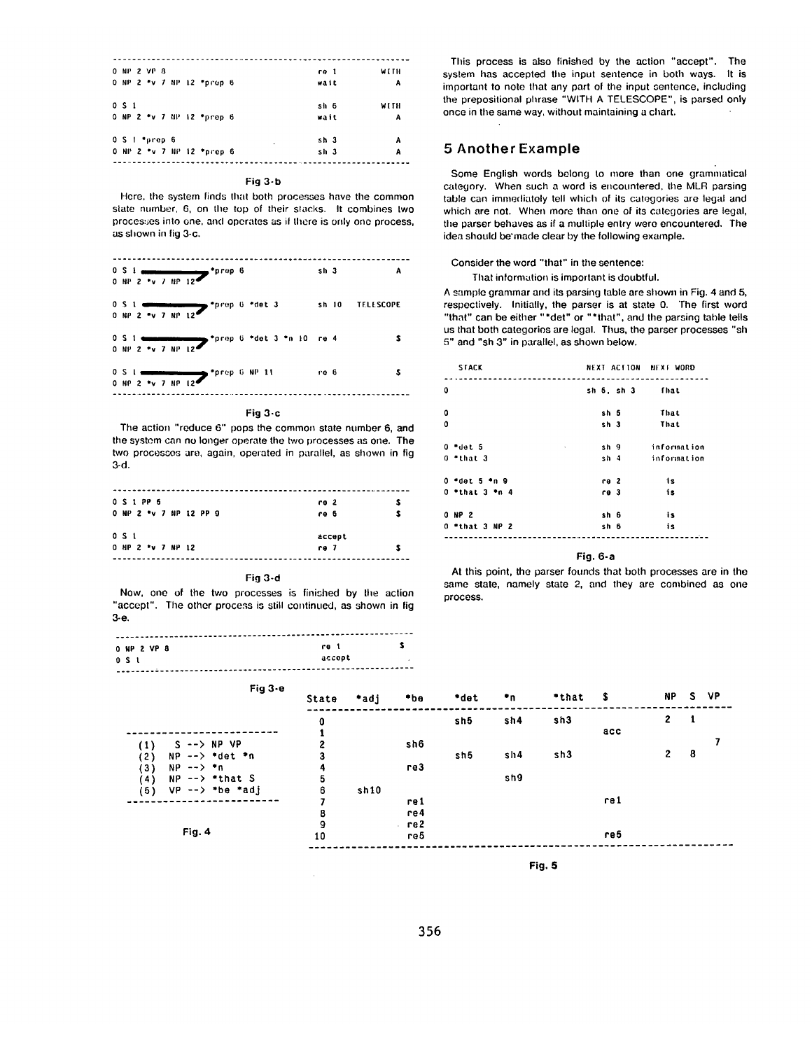```
0 NP 2 VP 8                        re 1        WITH
0 NP 2 *v 7 NP 12 *prep 6          wait        A

0 S 1                              sh 6        WITH
0 NP 2 *v 7 NP 12 *prep 6          wait        A

0 S 1 *prep 6                      sh 3        A
0 NP 2 *v 7 NP 12 *prep 6          sh 3        A
```

Fig 3-b

Here, the system finds that both processes have the common state number, 6, on the top of their stacks. It combines two processes into one, and operates as if there is only one process, as shown in fig 3-c.

```
0 S 1 ─────────> *prep 6                    sh 3        A
0 NP 2 *v 7 NP 12

0 S 1 ─────────> *prep 6 *det 3             sh 10       TELESCOPE
0 NP 2 *v 7 NP 12

0 S 1 ─────────> *prep 6 *det 3 *n 10       re 4        $
0 NP 2 *v 7 NP 12

0 S 1 ─────────> *prep 6 NP 11              re 6        $
0 NP 2 *v 7 NP 12
```

Fig 3-c

The action "reduce 6" pops the common state number 6, and the system can no longer operate the two processes as one. The two processes are, again, operated in parallel, as shown in fig 3-d.

```
0 S 1 PP 5                         re 2        $
0 NP 2 *v 7 NP 12 PP 9             re 6        $

0 S 1                              accept
0 NP 2 *v 7 NP 12                  re 7        $
```

Fig 3-d

Now, one of the two processes is finished by the action "accept". The other process is still continued, as shown in fig 3-e.

```
0 NP 2 VP 8                        re 1        $
0 S 1                              accept
```

Fig 3-e

This process is also finished by the action "accept". The system has accepted the input sentence in both ways. It is important to note that any part of the input sentence, including the prepositional phrase "WITH A TELESCOPE", is parsed only once in the same way, without maintaining a chart.

## 5 Another Example

Some English words belong to more than one grammatical category. When such a word is encountered, the MLR parsing table can immediately tell which of its categories are legal and which are not. When more than one of its categories are legal, the parser behaves as if a multiple entry were encountered. The idea should be made clear by the following example.

Consider the word "that" in the sentence:

That information is important is doubtful.

A sample grammar and its parsing table are shown in Fig. 4 and 5, respectively. Initially, the parser is at state 0. The first word "that" can be either "*det" or "*that", and the parsing table tells us that both categories are legal. Thus, the parser processes "sh 5" and "sh 3" in parallel, as shown below.

```
STACK                  NEXT ACTION      NEXT WORD
-------------------------------------------------
0                      sh 5, sh 3       That

0                      sh 5             That
0                      sh 3             That

0 *det 5               sh 9             information
0 *that 3              sh 4             information

0 *det 5 *n 9          re 2             is
0 *that 3 *n 4         re 3             is

0 NP 2                 sh 6             is
0 *that 3 NP 2         sh 6             is
```

Fig. 6-a

At this point, the parser founds that both processes are in the same state, namely state 2, and they are combined as one process.

```
(1)  S  --> NP VP
(2)  NP --> *det *n
(3)  NP --> *n
(4)  NP --> *that S
(5)  VP --> *be *adj
```

Fig. 4

| State | *adj | *be | *det | *n | *that | $ | NP | S | VP |
|---|---|---|---|---|---|---|---|---|---|
| 0 | | | sh5 | sh4 | sh3 | | 2 | 1 | |
| 1 | | | | | | acc | | | |
| 2 | | sh6 | | | | | | | 7 |
| 3 | | | sh5 | sh4 | sh3 | | 2 | 8 | |
| 4 | | re3 | | | | | | | |
| 5 | | | | sh9 | | | | | |
| 6 | sh10 | | | | | | | | |
| 7 | | re1 | | | | re1 | | | |
| 8 | | re4 | | | | | | | |
| 9 | | re2 | | | | | | | |
| 10 | | re5 | | | | re5 | | | |

Fig. 5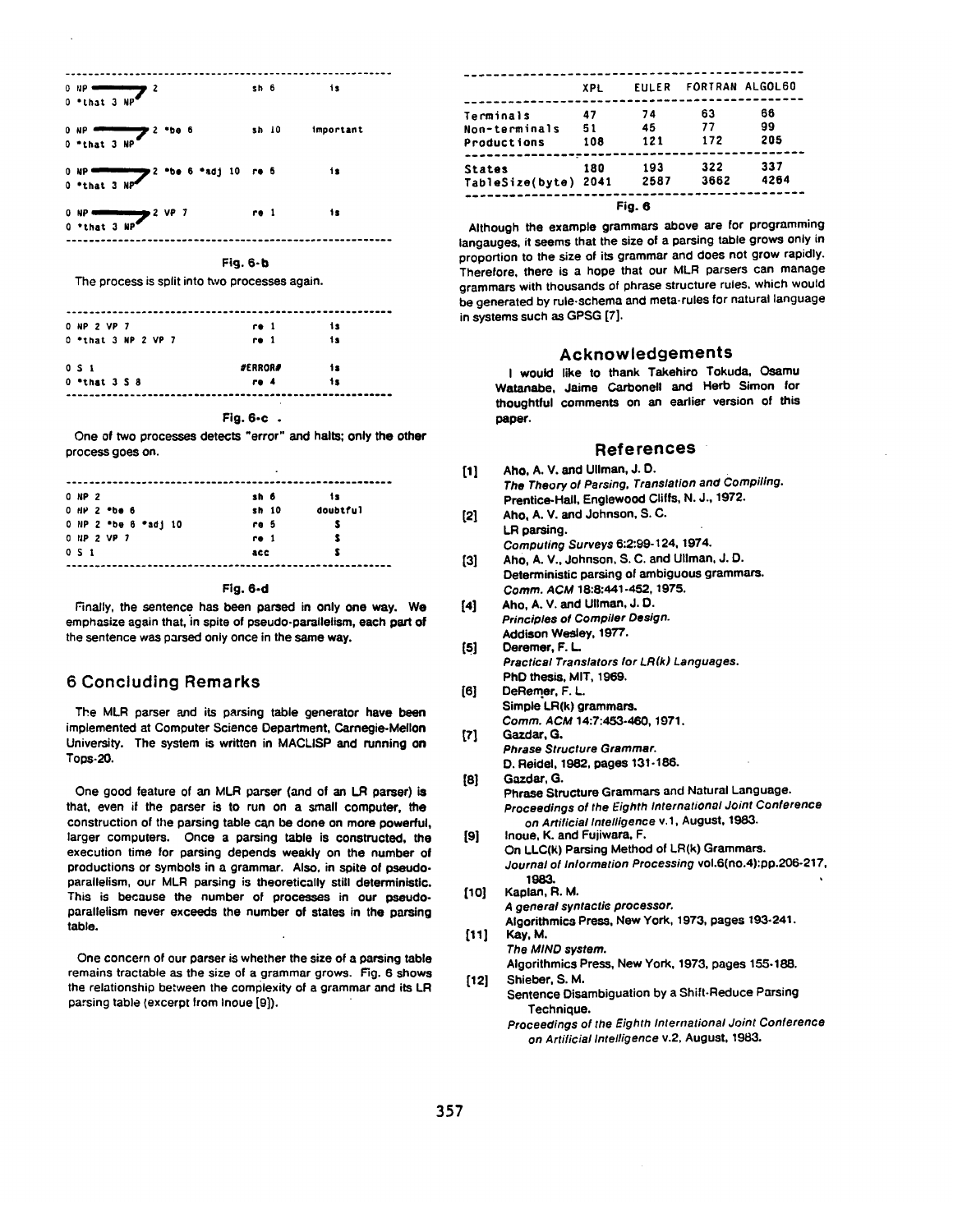```
0 NP ────────> 2                        sh 6         is
0 *that 3 NP

0 NP ────────> 2 *be 6                  sh 10        important
0 *that 3 NP

0 NP ────────> 2 *be 6 *adj 10          re 5         is
0 *that 3 NP

0 NP ────────> 2 VP 7                   re 1         is
0 *that 3 NP
```

Fig. 6-b

The process is split into two processes again.

```
0 NP 2 VP 7                             re 1         is
0 *that 3 NP 2 VP 7                     re 1         is

0 S 1                                   #ERROR#      is
0 *that 3 S 8                           re 4         is
```

Fig. 6-c .

One of two processes detects "error" and halts; only the other process goes on.

```
0 NP 2                                  sh 6         is
0 NP 2 *be 6                            sh 10        doubtful
0 NP 2 *be 6 *adj 10                    re 5         $
0 NP 2 VP 7                             re 1         $
0 S 1                                   acc          $
```

Fig. 6-d

Finally, the sentence has been parsed in only one way. We emphasize again that, in spite of pseudo-parallelism, each part of the sentence was parsed only once in the same way.

## 6 Concluding Remarks

The MLR parser and its parsing table generator have been implemented at Computer Science Department, Carnegie-Mellon University. The system is written in MACLISP and running on Tops-20.

One good feature of an MLR parser (and of an LR parser) is that, even if the parser is to run on a small computer, the construction of the parsing table can be done on more powerful, larger computers. Once a parsing table is constructed, the execution time for parsing depends weakly on the number of productions or symbols in a grammar. Also, in spite of pseudo-parallelism, our MLR parsing is theoretically still deterministic. This is because the number of processes in our pseudo-parallelism never exceeds the number of states in the parsing table.

One concern of our parser is whether the size of a parsing table remains tractable as the size of a grammar grows. Fig. 6 shows the relationship between the complexity of a grammar and its LR parsing table (excerpt from Inoue [9]).

| | XPL | EULER | FORTRAN | ALGOL60 |
|---|---|---|---|---|
| Terminals | 47 | 74 | 63 | 66 |
| Non-terminals | 51 | 45 | 77 | 99 |
| Productions | 108 | 121 | 172 | 205 |
| States | 180 | 193 | 322 | 337 |
| TableSize(byte) | 2041 | 2587 | 3662 | 4264 |

Fig. 6

Although the example grammars above are for programming langauges, it seems that the size of a parsing table grows only in proportion to the size of its grammar and does not grow rapidly. Therefore, there is a hope that our MLR parsers can manage grammars with thousands of phrase structure rules, which would be generated by rule-schema and meta-rules for natural language in systems such as GPSG [7].

## Acknowledgements

I would like to thank Takehiro Tokuda, Osamu Watanabe, Jaime Carbonell and Herb Simon for thoughtful comments on an earlier version of this paper.

## References

[1] Aho, A. V. and Ullman, J. D. *The Theory of Parsing, Translation and Compiling.* Prentice-Hall, Englewood Cliffs, N. J., 1972.

[2] Aho, A. V. and Johnson, S. C. LR parsing. *Computing Surveys* 6:2:99-124, 1974.

[3] Aho, A. V., Johnson, S. C. and Ullman, J. D. Deterministic parsing of ambiguous grammars. *Comm. ACM* 18:8:441-452, 1975.

[4] Aho, A. V. and Ullman, J. D. *Principles of Compiler Design.* Addison Wesley, 1977.

[5] Deremer, F. L. *Practical Translators for LR(k) Languages.* PhD thesis, MIT, 1969.

[6] DeRemer, F. L. Simple LR(k) grammars. *Comm. ACM* 14:7:453-460, 1971.

[7] Gazdar, G. *Phrase Structure Grammar.* D. Reidel, 1982, pages 131-186.

[8] Gazdar, G. Phrase Structure Grammars and Natural Language. *Proceedings of the Eighth International Joint Conference on Artificial Intelligence* v.1, August, 1983.

[9] Inoue, K. and Fujiwara, F. On LLC(k) Parsing Method of LR(k) Grammars. *Journal of Information Processing* vol.6(no.4):pp.206-217, 1983.

[10] Kaplan, R. M. *A general syntactic processor.* Algorithmics Press, New York, 1973, pages 193-241.

[11] Kay, M. *The MIND system.* Algorithmics Press, New York, 1973, pages 155-188.

[12] Shieber, S. M. Sentence Disambiguation by a Shift-Reduce Parsing Technique. *Proceedings of the Eighth International Joint Conference on Artificial Intelligence* v.2, August, 1983.